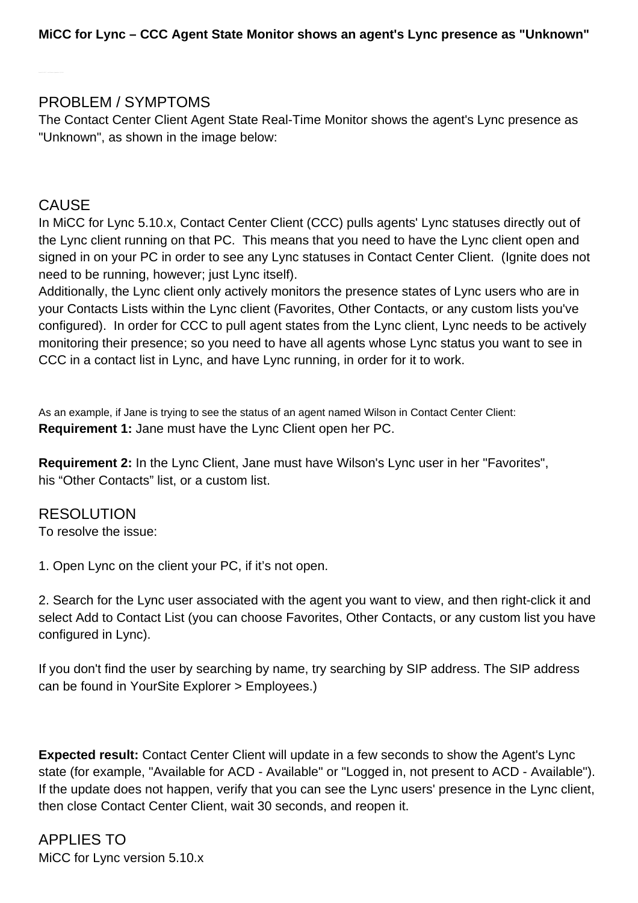**MiCC for Lync – CCC Agent State Monitor shows an agent's Lync presence as "Unknown"**

## PROBLEM / SYMPTOMS

The Contact Center Client Agent State Real-Time Monitor shows the agent's Lync presence as "Unknown", as shown in the image below:

## CAUSE

In MiCC for Lync 5.10.x, Contact Center Client (CCC) pulls agents' Lync statuses directly out of the Lync client running on that PC. This means that you need to have the Lync client open and signed in on your PC in order to see any Lync statuses in Contact Center Client. (Ignite does not need to be running, however; just Lync itself).

Additionally, the Lync client only actively monitors the presence states of Lync users who are in your Contacts Lists within the Lync client (Favorites, Other Contacts, or any custom lists you've configured). In order for CCC to pull agent states from the Lync client, Lync needs to be actively monitoring their presence; so you need to have all agents whose Lync status you want to see in CCC in a contact list in Lync, and have Lync running, in order for it to work.

As an example, if Jane is trying to see the status of an agent named Wilson in Contact Center Client:

**Requirement 1:** Jane must have the Lync Client open her PC.

**Requirement 2:** In the Lync Client, Jane must have Wilson's Lync user in her "Favorites", his “Other Contacts” list, or a custom list.

## RESOLUTION

To resolve the issue:

1. Open Lync on the client your PC, if it’s not open.

2. Search for the Lync user associated with the agent you want to view, and then right-click it and select Add to Contact List (you can choose Favorites, Other Contacts, or any custom list you have configured in Lync).

If you don't find the user by searching by name, try searching by SIP address. The SIP address can be found in YourSite Explorer > Employees.)

**Expected result:** Contact Center Client will update in a few seconds to show the Agent's Lync state (for example, "Available for ACD - Available" or "Logged in, not present to ACD - Available"). If the update does not happen, verify that you can see the Lync users' presence in the Lync client, then close Contact Center Client, wait 30 seconds, and reopen it.

## APPLIES TO

MiCC for Lync version 5.10.x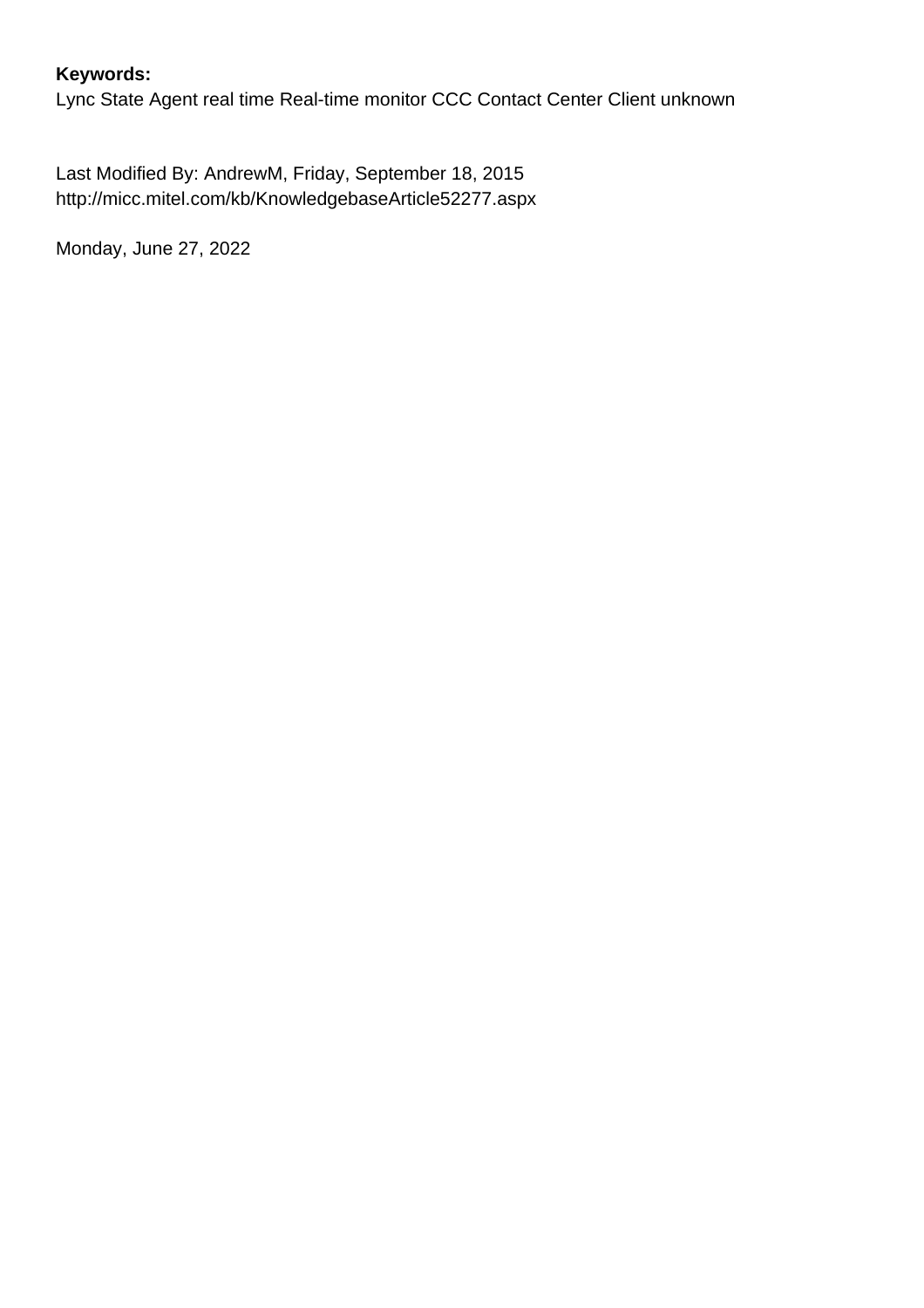**Keywords:**
Lync State Agent real time Real-time monitor CCC Contact Center Client unknown

Last Modified By: AndrewM, Friday, September 18, 2015
http://micc.mitel.com/kb/KnowledgebaseArticle52277.aspx

Monday, June 27, 2022